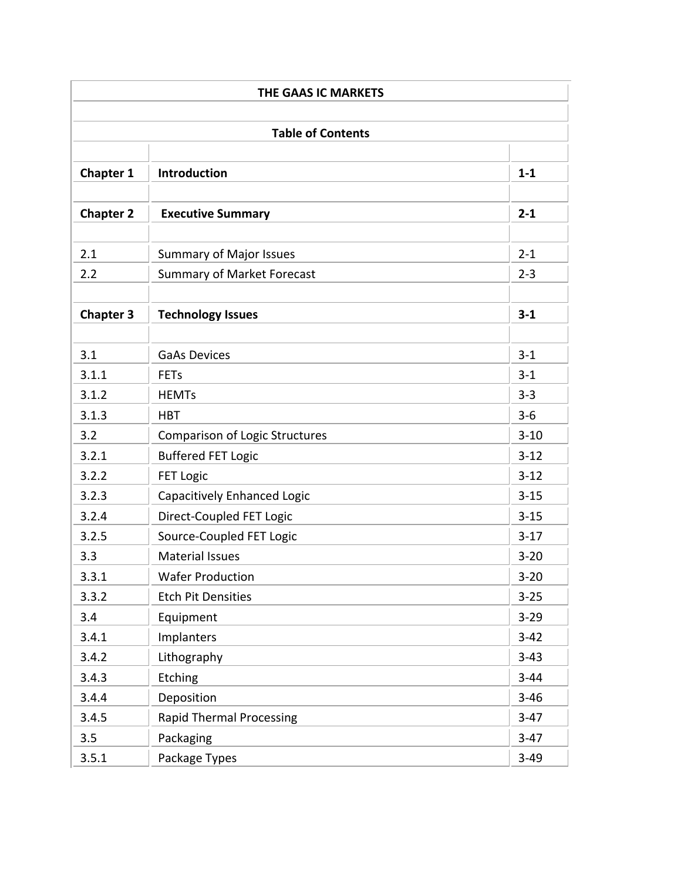# THE GAAS IC MARKETS

## Table of Contents

| | | |
|---|---|---|
| **Chapter 1** | **Introduction** | **1-1** |
| | | |
| **Chapter 2** | **Executive Summary** | **2-1** |
| | | |
| 2.1 | Summary of Major Issues | 2-1 |
| 2.2 | Summary of Market Forecast | 2-3 |
| | | |
| **Chapter 3** | **Technology Issues** | **3-1** |
| | | |
| 3.1 | GaAs Devices | 3-1 |
| 3.1.1 | FETs | 3-1 |
| 3.1.2 | HEMTs | 3-3 |
| 3.1.3 | HBT | 3-6 |
| 3.2 | Comparison of Logic Structures | 3-10 |
| 3.2.1 | Buffered FET Logic | 3-12 |
| 3.2.2 | FET Logic | 3-12 |
| 3.2.3 | Capacitively Enhanced Logic | 3-15 |
| 3.2.4 | Direct-Coupled FET Logic | 3-15 |
| 3.2.5 | Source-Coupled FET Logic | 3-17 |
| 3.3 | Material Issues | 3-20 |
| 3.3.1 | Wafer Production | 3-20 |
| 3.3.2 | Etch Pit Densities | 3-25 |
| 3.4 | Equipment | 3-29 |
| 3.4.1 | Implanters | 3-42 |
| 3.4.2 | Lithography | 3-43 |
| 3.4.3 | Etching | 3-44 |
| 3.4.4 | Deposition | 3-46 |
| 3.4.5 | Rapid Thermal Processing | 3-47 |
| 3.5 | Packaging | 3-47 |
| 3.5.1 | Package Types | 3-49 |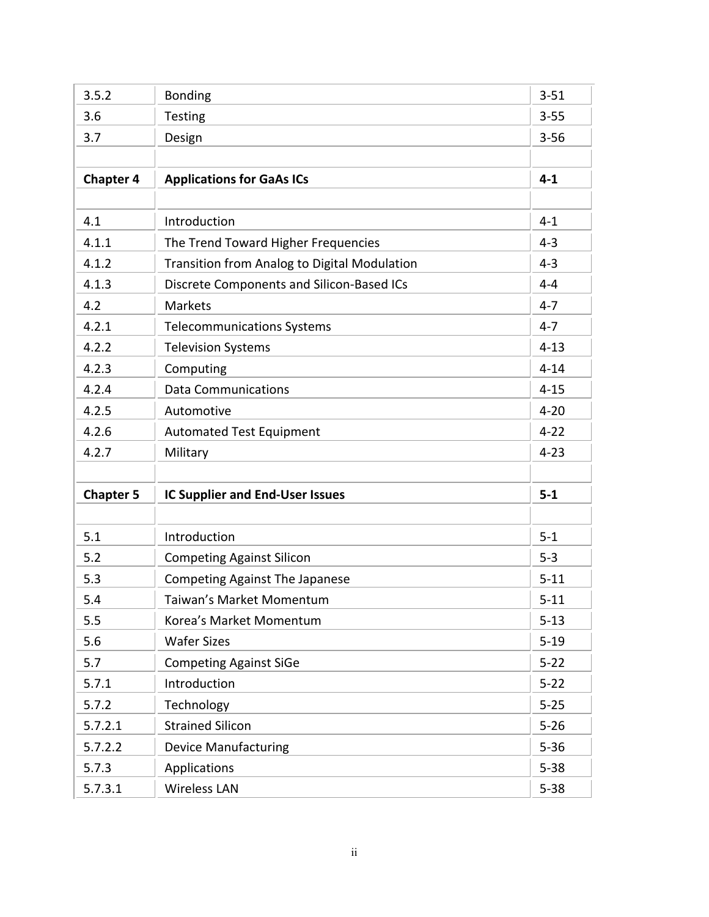| | | |
|---|---|---|
| 3.5.2 | Bonding | 3-51 |
| 3.6 | Testing | 3-55 |
| 3.7 | Design | 3-56 |
| | | |
| **Chapter 4** | **Applications for GaAs ICs** | **4-1** |
| | | |
| 4.1 | Introduction | 4-1 |
| 4.1.1 | The Trend Toward Higher Frequencies | 4-3 |
| 4.1.2 | Transition from Analog to Digital Modulation | 4-3 |
| 4.1.3 | Discrete Components and Silicon-Based ICs | 4-4 |
| 4.2 | Markets | 4-7 |
| 4.2.1 | Telecommunications Systems | 4-7 |
| 4.2.2 | Television Systems | 4-13 |
| 4.2.3 | Computing | 4-14 |
| 4.2.4 | Data Communications | 4-15 |
| 4.2.5 | Automotive | 4-20 |
| 4.2.6 | Automated Test Equipment | 4-22 |
| 4.2.7 | Military | 4-23 |
| | | |
| **Chapter 5** | **IC Supplier and End-User Issues** | **5-1** |
| | | |
| 5.1 | Introduction | 5-1 |
| 5.2 | Competing Against Silicon | 5-3 |
| 5.3 | Competing Against The Japanese | 5-11 |
| 5.4 | Taiwan's Market Momentum | 5-11 |
| 5.5 | Korea's Market Momentum | 5-13 |
| 5.6 | Wafer Sizes | 5-19 |
| 5.7 | Competing Against SiGe | 5-22 |
| 5.7.1 | Introduction | 5-22 |
| 5.7.2 | Technology | 5-25 |
| 5.7.2.1 | Strained Silicon | 5-26 |
| 5.7.2.2 | Device Manufacturing | 5-36 |
| 5.7.3 | Applications | 5-38 |
| 5.7.3.1 | Wireless LAN | 5-38 |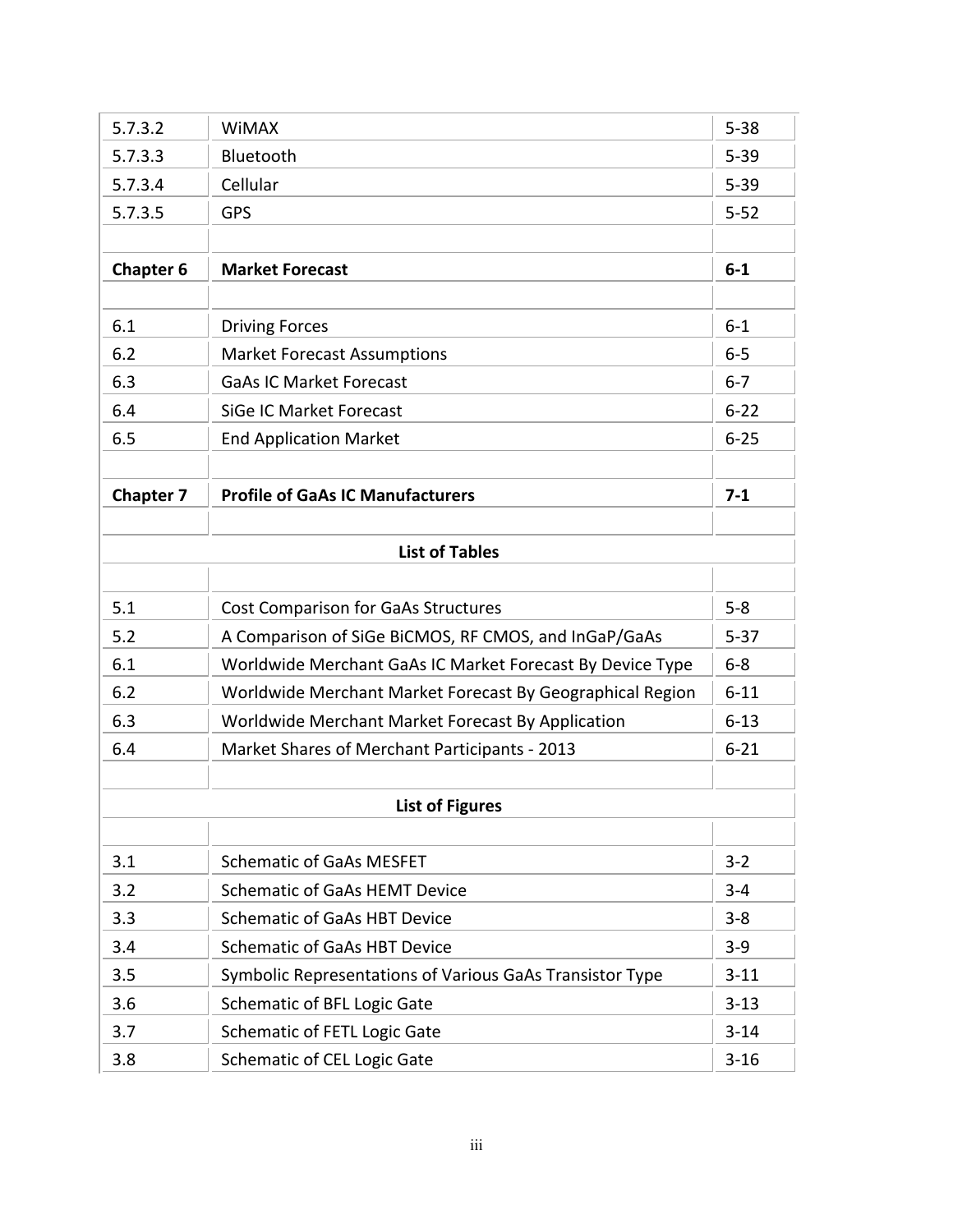| | | |
|---|---|---|
| 5.7.3.2 | WiMAX | 5-38 |
| 5.7.3.3 | Bluetooth | 5-39 |
| 5.7.3.4 | Cellular | 5-39 |
| 5.7.3.5 | GPS | 5-52 |
| | | |
| **Chapter 6** | **Market Forecast** | **6-1** |
| | | |
| 6.1 | Driving Forces | 6-1 |
| 6.2 | Market Forecast Assumptions | 6-5 |
| 6.3 | GaAs IC Market Forecast | 6-7 |
| 6.4 | SiGe IC Market Forecast | 6-22 |
| 6.5 | End Application Market | 6-25 |
| | | |
| **Chapter 7** | **Profile of GaAs IC Manufacturers** | **7-1** |
| | | |

**List of Tables**

| | | |
|---|---|---|
| 5.1 | Cost Comparison for GaAs Structures | 5-8 |
| 5.2 | A Comparison of SiGe BiCMOS, RF CMOS, and InGaP/GaAs | 5-37 |
| 6.1 | Worldwide Merchant GaAs IC Market Forecast By Device Type | 6-8 |
| 6.2 | Worldwide Merchant Market Forecast By Geographical Region | 6-11 |
| 6.3 | Worldwide Merchant Market Forecast By Application | 6-13 |
| 6.4 | Market Shares of Merchant Participants - 2013 | 6-21 |

**List of Figures**

| | | |
|---|---|---|
| 3.1 | Schematic of GaAs MESFET | 3-2 |
| 3.2 | Schematic of GaAs HEMT Device | 3-4 |
| 3.3 | Schematic of GaAs HBT Device | 3-8 |
| 3.4 | Schematic of GaAs HBT Device | 3-9 |
| 3.5 | Symbolic Representations of Various GaAs Transistor Type | 3-11 |
| 3.6 | Schematic of BFL Logic Gate | 3-13 |
| 3.7 | Schematic of FETL Logic Gate | 3-14 |
| 3.8 | Schematic of CEL Logic Gate | 3-16 |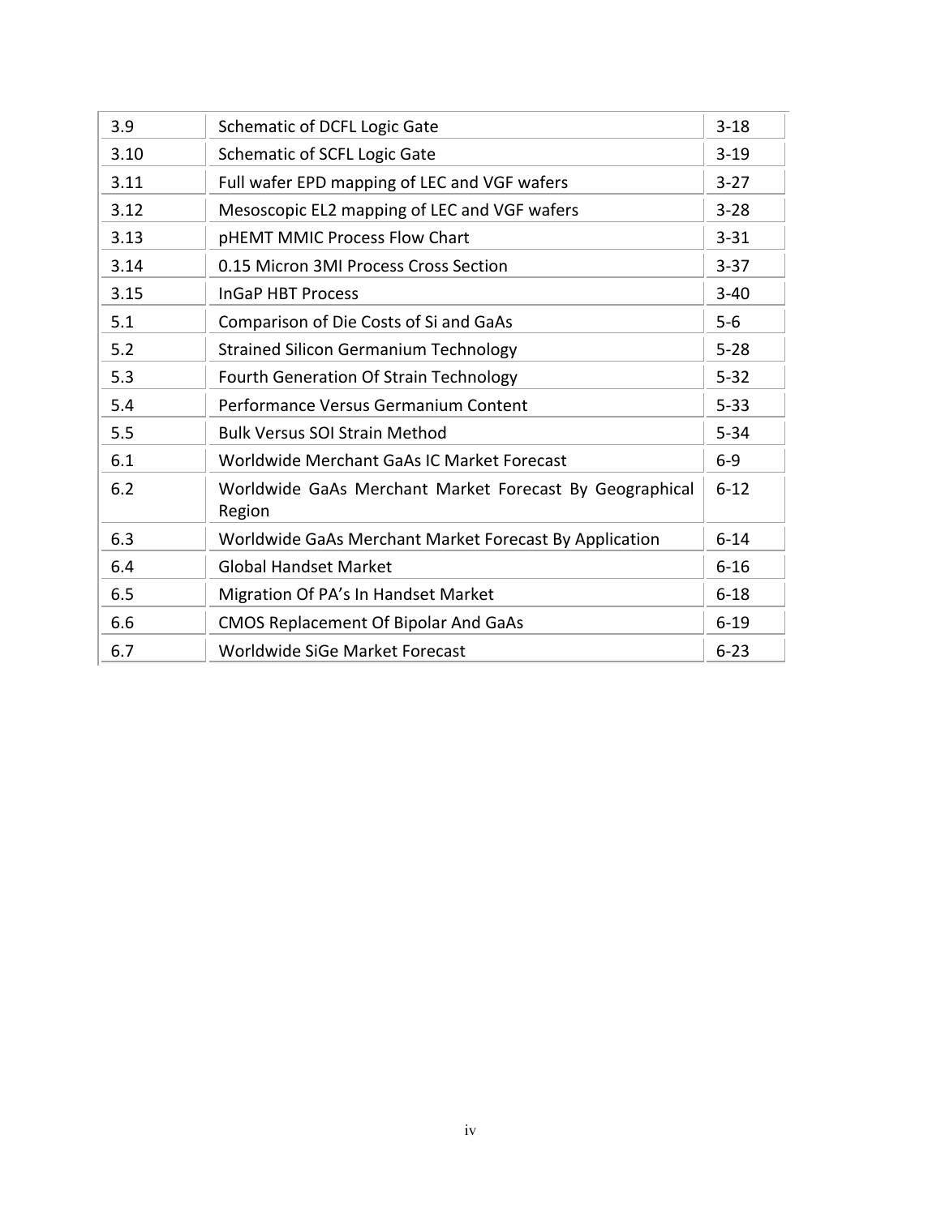| | | |
|---|---|---|
| 3.9 | Schematic of DCFL Logic Gate | 3-18 |
| 3.10 | Schematic of SCFL Logic Gate | 3-19 |
| 3.11 | Full wafer EPD mapping of LEC and VGF wafers | 3-27 |
| 3.12 | Mesoscopic EL2 mapping of LEC and VGF wafers | 3-28 |
| 3.13 | pHEMT MMIC Process Flow Chart | 3-31 |
| 3.14 | 0.15 Micron 3MI Process Cross Section | 3-37 |
| 3.15 | InGaP HBT Process | 3-40 |
| 5.1 | Comparison of Die Costs of Si and GaAs | 5-6 |
| 5.2 | Strained Silicon Germanium Technology | 5-28 |
| 5.3 | Fourth Generation Of Strain Technology | 5-32 |
| 5.4 | Performance Versus Germanium Content | 5-33 |
| 5.5 | Bulk Versus SOI Strain Method | 5-34 |
| 6.1 | Worldwide Merchant GaAs IC Market Forecast | 6-9 |
| 6.2 | Worldwide GaAs Merchant Market Forecast By Geographical Region | 6-12 |
| 6.3 | Worldwide GaAs Merchant Market Forecast By Application | 6-14 |
| 6.4 | Global Handset Market | 6-16 |
| 6.5 | Migration Of PA's In Handset Market | 6-18 |
| 6.6 | CMOS Replacement Of Bipolar And GaAs | 6-19 |
| 6.7 | Worldwide SiGe Market Forecast | 6-23 |